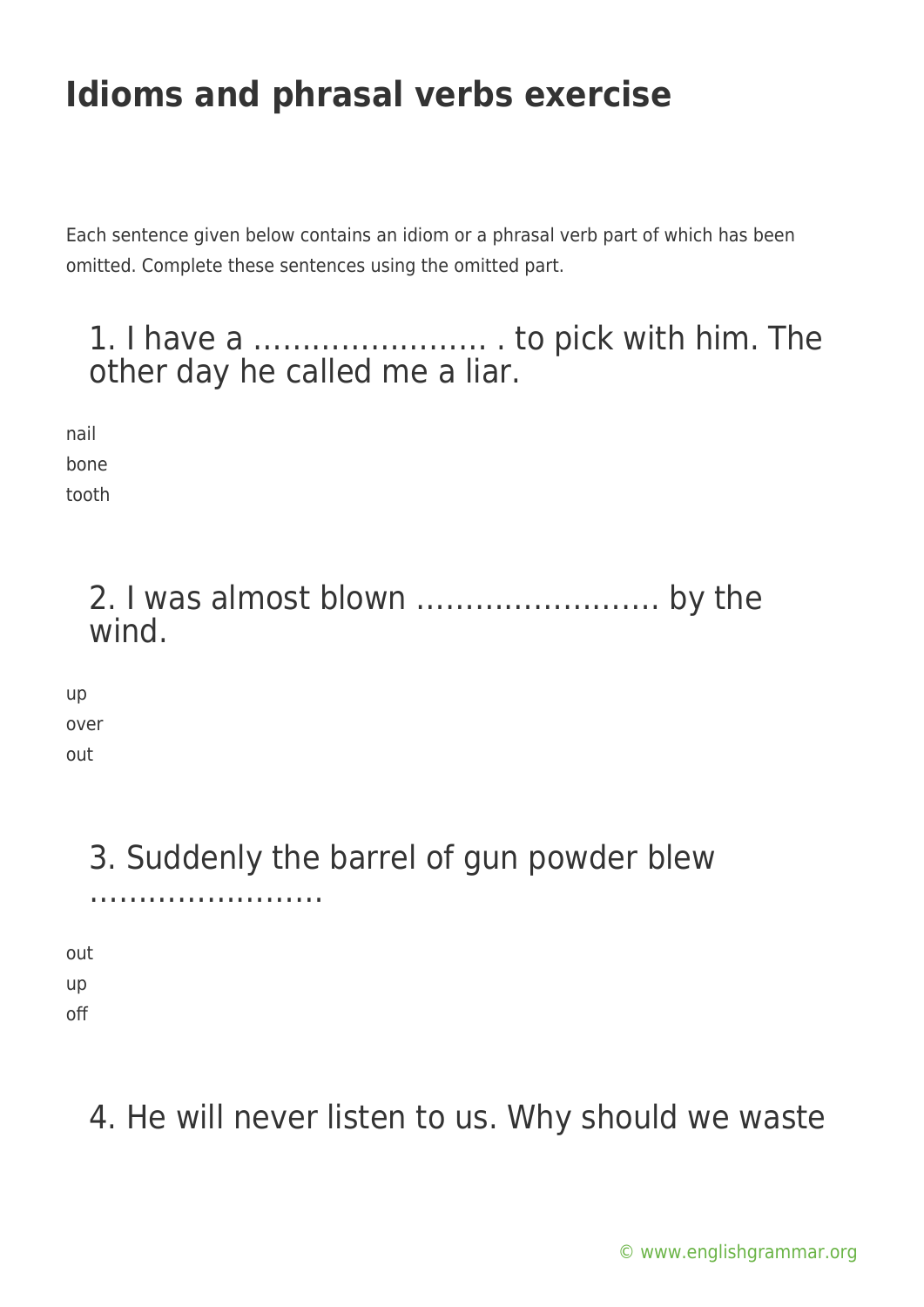# Idioms and phrasal verbs exercise

Each sentence given below contains an idiom or a phrasal verb part of which has been omitted. Complete these sentences using the omitted part.

## 1. I have a …………………… . to pick with him. The other day he called me a liar.

nail
bone
tooth

## 2. I was almost blown ……………………. by the wind.

up
over
out

## 3. Suddenly the barrel of gun powder blew ……………………

out
up
off

## 4. He will never listen to us. Why should we waste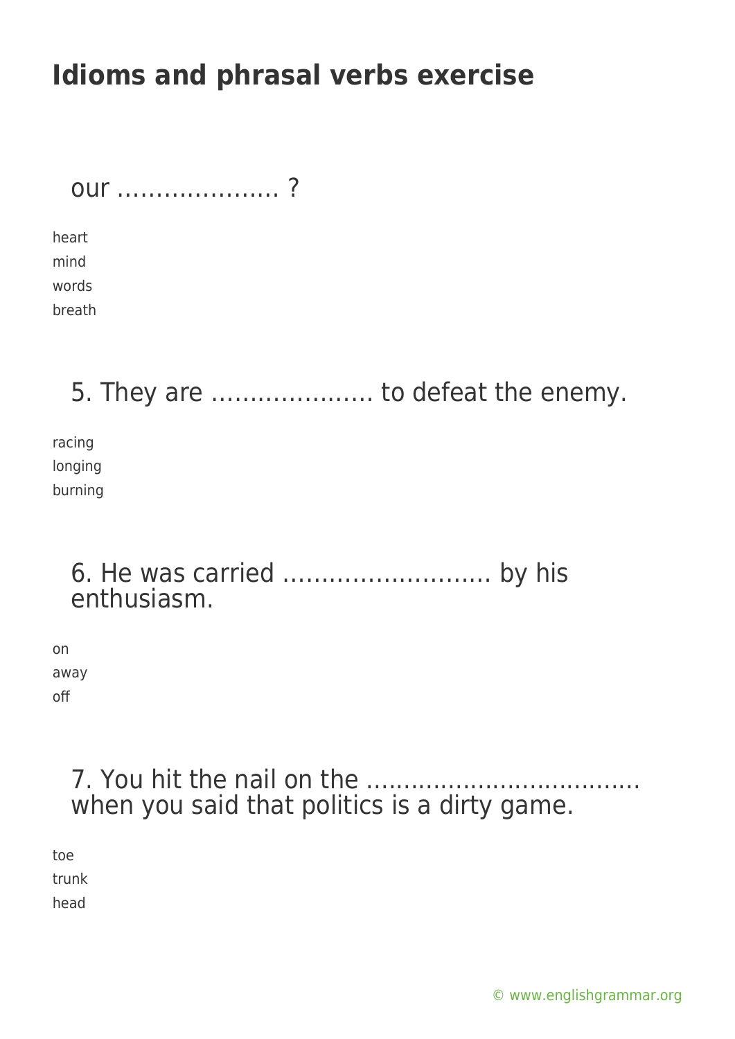# Idioms and phrasal verbs exercise

our ………………… ?

heart
mind
words
breath

5. They are ………………… to defeat the enemy.

racing
longing
burning

6. He was carried ……………………… by his enthusiasm.

on
away
off

7. You hit the nail on the ……………………………… when you said that politics is a dirty game.

toe
trunk
head

© www.englishgrammar.org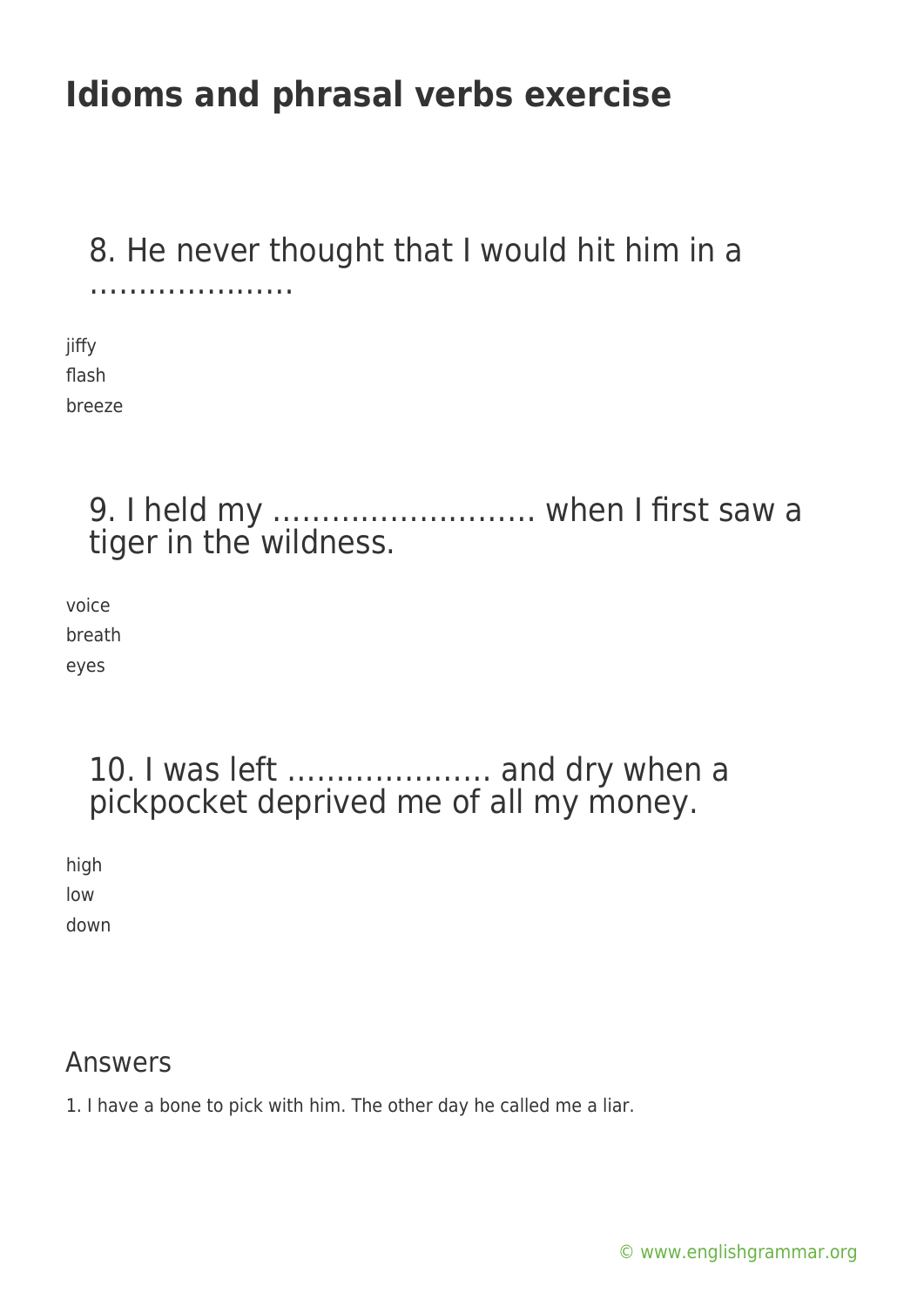# Idioms and phrasal verbs exercise

## 8. He never thought that I would hit him in a …………………

jiffy
flash
breeze

## 9. I held my …………………….. when I first saw a tiger in the wildness.

voice
breath
eyes

## 10. I was left ………………… and dry when a pickpocket deprived me of all my money.

high
low
down

## Answers

1. I have a bone to pick with him. The other day he called me a liar.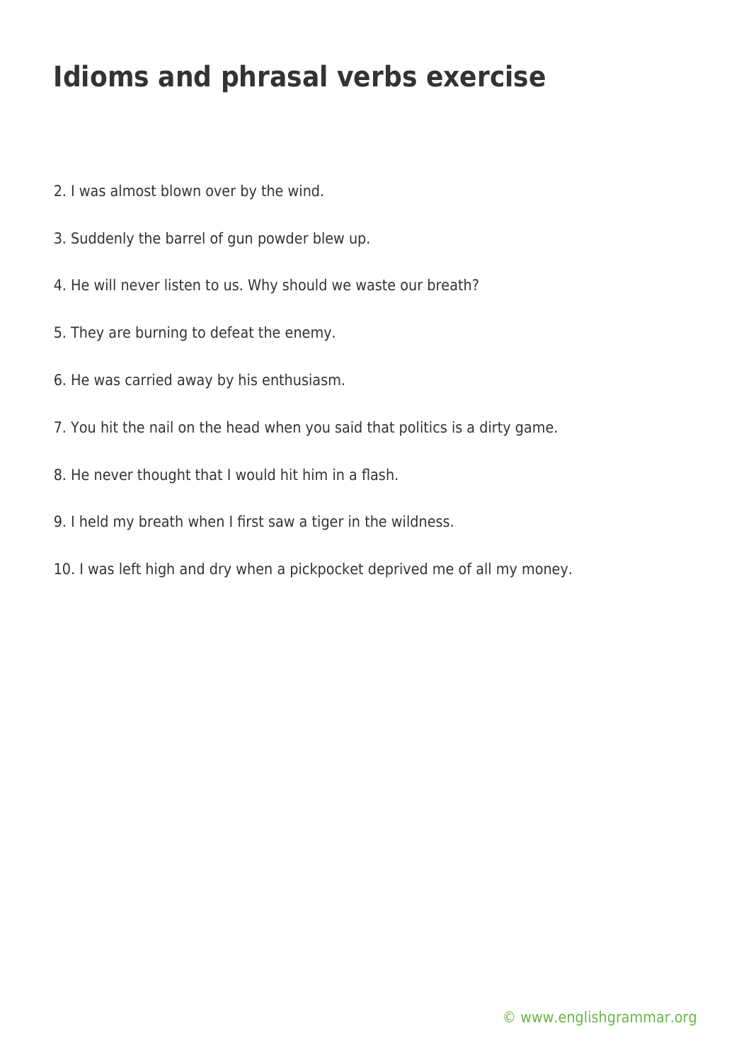# Idioms and phrasal verbs exercise

2. I was almost blown over by the wind.
3. Suddenly the barrel of gun powder blew up.
4. He will never listen to us. Why should we waste our breath?
5. They are burning to defeat the enemy.
6. He was carried away by his enthusiasm.
7. You hit the nail on the head when you said that politics is a dirty game.
8. He never thought that I would hit him in a flash.
9. I held my breath when I first saw a tiger in the wildness.
10. I was left high and dry when a pickpocket deprived me of all my money.